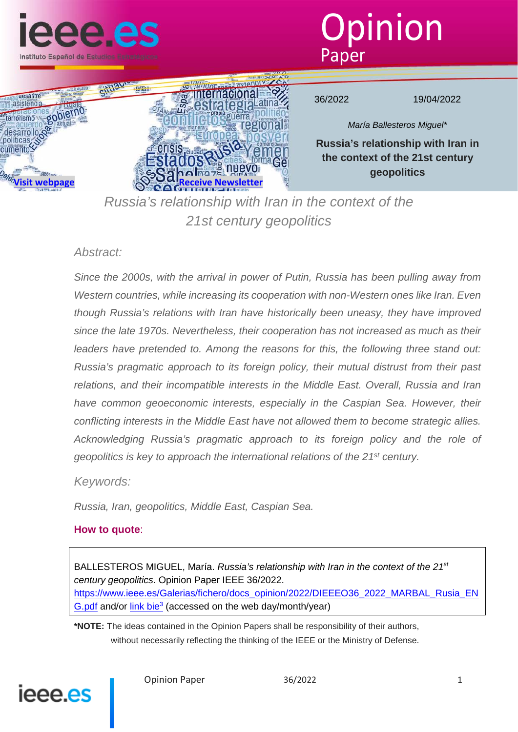Opinion Paper

36/2022 19/04/2022

*María Ballesteros Miguel**

**Russia's relationship with Iran in the context of the 21st century geopolitics**

[Visit webpage](https://www.ieee.es) [Receive Newsletter]()

# Russia's relationship with Iran in the context of the 21st century geopolitics

## *Abstract:*

*Since the 2000s, with the arrival in power of Putin, Russia has been pulling away from Western countries, while increasing its cooperation with non-Western ones like Iran. Even though Russia's relations with Iran have historically been uneasy, they have improved since the late 1970s. Nevertheless, their cooperation has not increased as much as their leaders have pretended to. Among the reasons for this, the following three stand out: Russia's pragmatic approach to its foreign policy, their mutual distrust from their past relations, and their incompatible interests in the Middle East. Overall, Russia and Iran have common geoeconomic interests, especially in the Caspian Sea. However, their conflicting interests in the Middle East have not allowed them to become strategic allies. Acknowledging Russia's pragmatic approach to its foreign policy and the role of geopolitics is key to approach the international relations of the 21st century.*

## *Keywords:*

*Russia, Iran, geopolitics, Middle East, Caspian Sea.*

**How to quote**:

BALLESTEROS MIGUEL, María. *Russia's relationship with Iran in the context of the 21st century geopolitics*. Opinion Paper IEEE 36/2022. https://www.ieee.es/Galerias/fichero/docs_opinion/2022/DIEEEO36_2022_MARBAL_Rusia_ENG.pdf and/or link bie[3] (accessed on the web day/month/year)

**\*NOTE:** The ideas contained in the Opinion Papers shall be responsibility of their authors, without necessarily reflecting the thinking of the IEEE or the Ministry of Defense.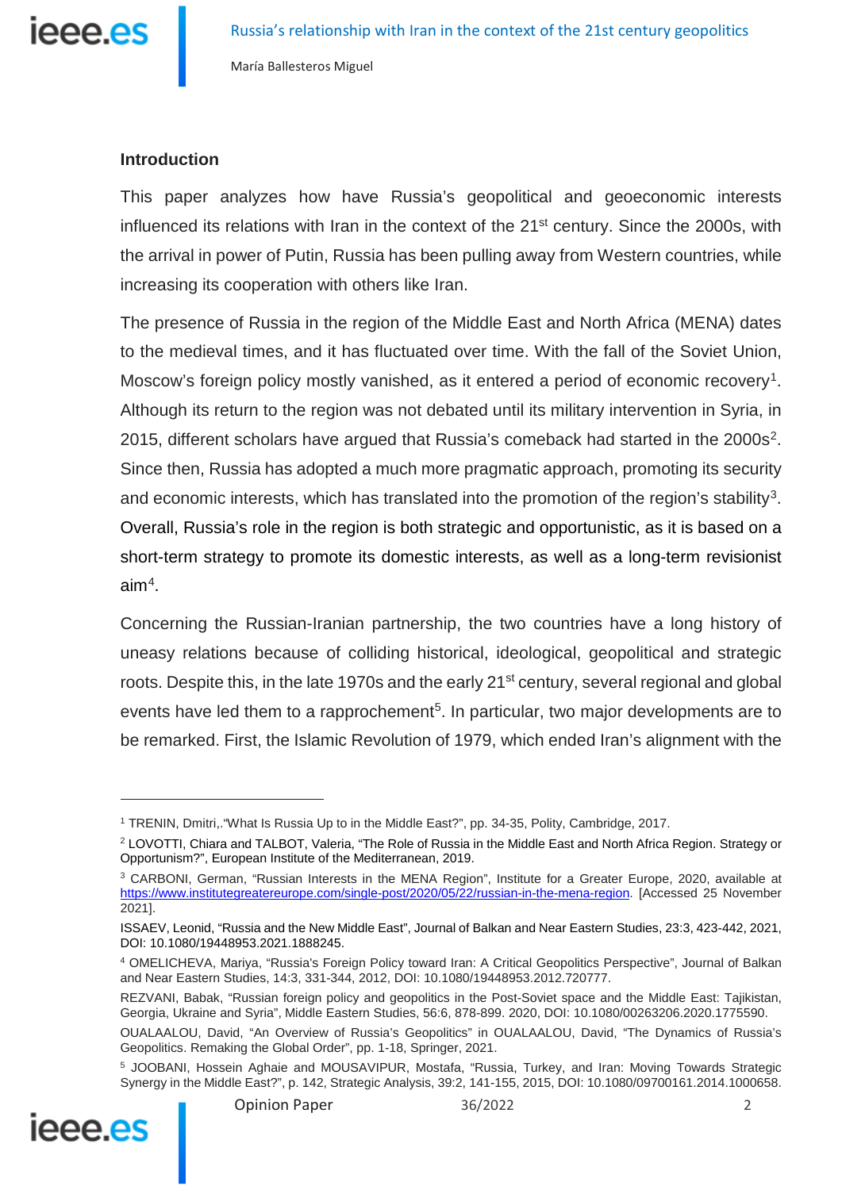## Introduction

This paper analyzes how have Russia's geopolitical and geoeconomic interests influenced its relations with Iran in the context of the 21st century. Since the 2000s, with the arrival in power of Putin, Russia has been pulling away from Western countries, while increasing its cooperation with others like Iran.

The presence of Russia in the region of the Middle East and North Africa (MENA) dates to the medieval times, and it has fluctuated over time. With the fall of the Soviet Union, Moscow's foreign policy mostly vanished, as it entered a period of economic recovery[1]. Although its return to the region was not debated until its military intervention in Syria, in 2015, different scholars have argued that Russia's comeback had started in the 2000s[2]. Since then, Russia has adopted a much more pragmatic approach, promoting its security and economic interests, which has translated into the promotion of the region's stability[3]. Overall, Russia's role in the region is both strategic and opportunistic, as it is based on a short-term strategy to promote its domestic interests, as well as a long-term revisionist aim[4].

Concerning the Russian-Iranian partnership, the two countries have a long history of uneasy relations because of colliding historical, ideological, geopolitical and strategic roots. Despite this, in the late 1970s and the early 21st century, several regional and global events have led them to a rapprochement[5]. In particular, two major developments are to be remarked. First, the Islamic Revolution of 1979, which ended Iran's alignment with the

---

[1] TRENIN, Dmitri,."What Is Russia Up to in the Middle East?", pp. 34-35, Polity, Cambridge, 2017.

[2] LOVOTTI, Chiara and TALBOT, Valeria, "The Role of Russia in the Middle East and North Africa Region. Strategy or Opportunism?", European Institute of the Mediterranean, 2019.

[3] CARBONI, German, "Russian Interests in the MENA Region", Institute for a Greater Europe, 2020, available at https://www.institutegreatereurope.com/single-post/2020/05/22/russian-in-the-mena-region. [Accessed 25 November 2021].

ISSAEV, Leonid, "Russia and the New Middle East", Journal of Balkan and Near Eastern Studies, 23:3, 423-442, 2021, DOI: 10.1080/19448953.2021.1888245.

[4] OMELICHEVA, Mariya, "Russia's Foreign Policy toward Iran: A Critical Geopolitics Perspective", Journal of Balkan and Near Eastern Studies, 14:3, 331-344, 2012, DOI: 10.1080/19448953.2012.720777.

REZVANI, Babak, "Russian foreign policy and geopolitics in the Post-Soviet space and the Middle East: Tajikistan, Georgia, Ukraine and Syria", Middle Eastern Studies, 56:6, 878-899. 2020, DOI: 10.1080/00263206.2020.1775590.

OUALAALOU, David, "An Overview of Russia's Geopolitics" in OUALAALOU, David, "The Dynamics of Russia's Geopolitics. Remaking the Global Order", pp. 1-18, Springer, 2021.

[5] JOOBANI, Hossein Aghaie and MOUSAVIPUR, Mostafa, "Russia, Turkey, and Iran: Moving Towards Strategic Synergy in the Middle East?", p. 142, Strategic Analysis, 39:2, 141-155, 2015, DOI: 10.1080/09700161.2014.1000658.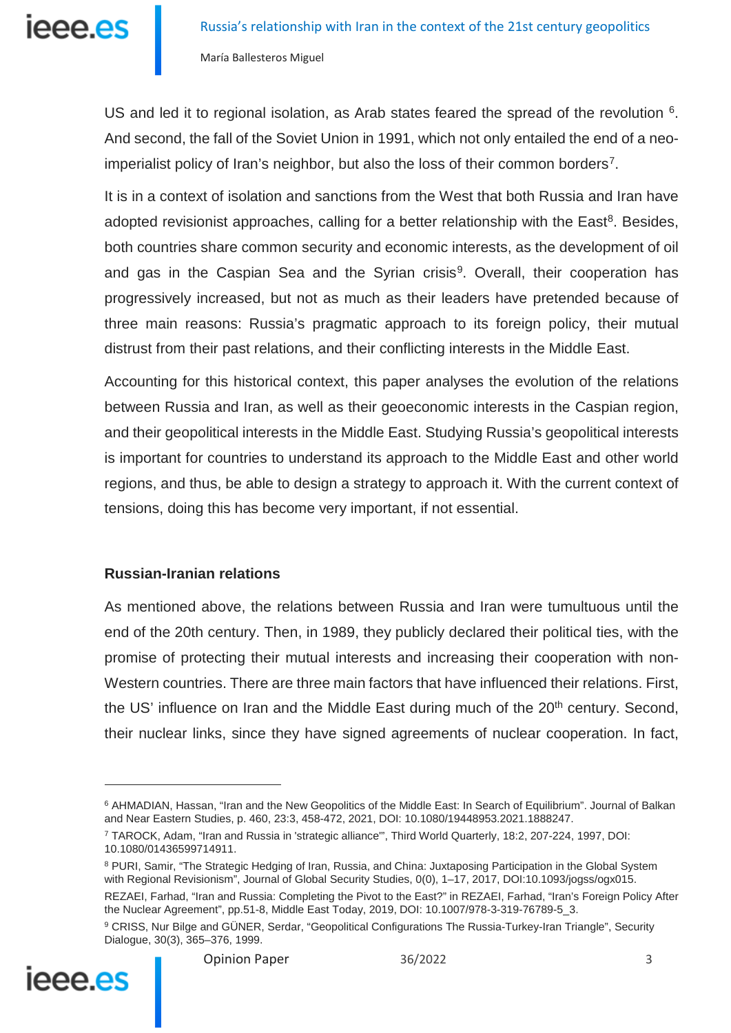US and led it to regional isolation, as Arab states feared the spread of the revolution [6]. And second, the fall of the Soviet Union in 1991, which not only entailed the end of a neo-imperialist policy of Iran's neighbor, but also the loss of their common borders[7].

It is in a context of isolation and sanctions from the West that both Russia and Iran have adopted revisionist approaches, calling for a better relationship with the East[8]. Besides, both countries share common security and economic interests, as the development of oil and gas in the Caspian Sea and the Syrian crisis[9]. Overall, their cooperation has progressively increased, but not as much as their leaders have pretended because of three main reasons: Russia's pragmatic approach to its foreign policy, their mutual distrust from their past relations, and their conflicting interests in the Middle East.

Accounting for this historical context, this paper analyses the evolution of the relations between Russia and Iran, as well as their geoeconomic interests in the Caspian region, and their geopolitical interests in the Middle East. Studying Russia's geopolitical interests is important for countries to understand its approach to the Middle East and other world regions, and thus, be able to design a strategy to approach it. With the current context of tensions, doing this has become very important, if not essential.

## Russian-Iranian relations

As mentioned above, the relations between Russia and Iran were tumultuous until the end of the 20th century. Then, in 1989, they publicly declared their political ties, with the promise of protecting their mutual interests and increasing their cooperation with non-Western countries. There are three main factors that have influenced their relations. First, the US' influence on Iran and the Middle East during much of the 20th century. Second, their nuclear links, since they have signed agreements of nuclear cooperation. In fact,

---

[6] AHMADIAN, Hassan, "Iran and the New Geopolitics of the Middle East: In Search of Equilibrium". Journal of Balkan and Near Eastern Studies, p. 460, 23:3, 458-472, 2021, DOI: 10.1080/19448953.2021.1888247.

[7] TAROCK, Adam, "Iran and Russia in 'strategic alliance'", Third World Quarterly, 18:2, 207-224, 1997, DOI: 10.1080/01436599714911.

[8] PURI, Samir, "The Strategic Hedging of Iran, Russia, and China: Juxtaposing Participation in the Global System with Regional Revisionism", Journal of Global Security Studies, 0(0), 1–17, 2017, DOI:10.1093/jogss/ogx015.

REZAEI, Farhad, "Iran and Russia: Completing the Pivot to the East?" in REZAEI, Farhad, "Iran's Foreign Policy After the Nuclear Agreement", pp.51-8, Middle East Today, 2019, DOI: 10.1007/978-3-319-76789-5_3.

[9] CRISS, Nur Bilge and GÜNER, Serdar, "Geopolitical Configurations The Russia-Turkey-Iran Triangle", Security Dialogue, 30(3), 365–376, 1999.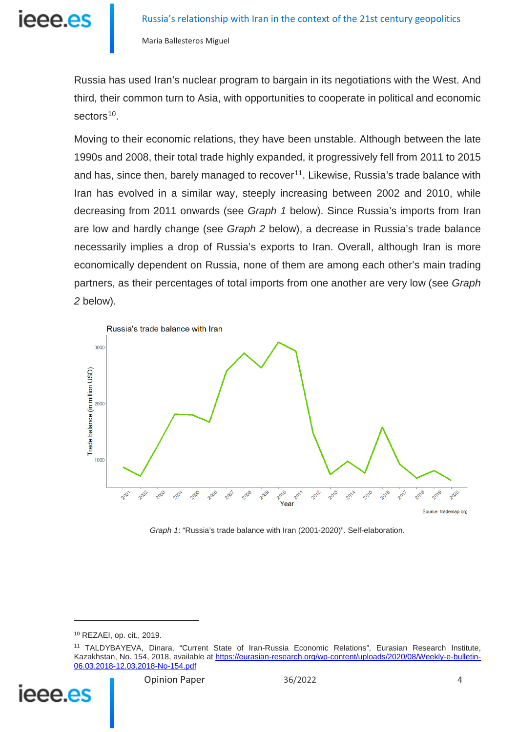Russia has used Iran's nuclear program to bargain in its negotiations with the West. And third, their common turn to Asia, with opportunities to cooperate in political and economic sectors[10].

Moving to their economic relations, they have been unstable. Although between the late 1990s and 2008, their total trade highly expanded, it progressively fell from 2011 to 2015 and has, since then, barely managed to recover[11]. Likewise, Russia's trade balance with Iran has evolved in a similar way, steeply increasing between 2002 and 2010, while decreasing from 2011 onwards (see *Graph 1* below). Since Russia's imports from Iran are low and hardly change (see *Graph 2* below), a decrease in Russia's trade balance necessarily implies a drop of Russia's exports to Iran. Overall, although Iran is more economically dependent on Russia, none of them are among each other's main trading partners, as their percentages of total imports from one another are very low (see *Graph 2* below).

*Graph 1*: "Russia's trade balance with Iran (2001-2020)". Self-elaboration.

---

[10] REZAEI, op. cit., 2019.

[11] TALDYBAYEVA, Dinara, "Current State of Iran-Russia Economic Relations", Eurasian Research Institute, Kazakhstan, No. 154, 2018, available at https://eurasian-research.org/wp-content/uploads/2020/08/Weekly-e-bulletin-06.03.2018-12.03.2018-No-154.pdf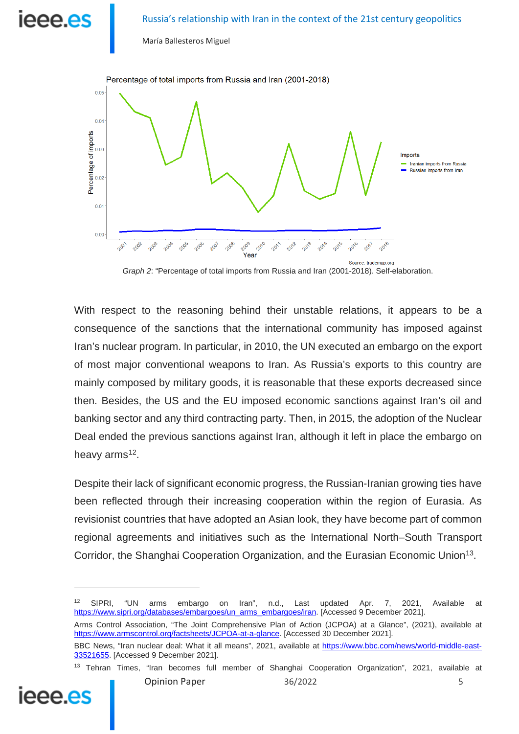Graph 2: "Percentage of total imports from Russia and Iran (2001-2018). Self-elaboration.

With respect to the reasoning behind their unstable relations, it appears to be a consequence of the sanctions that the international community has imposed against Iran's nuclear program. In particular, in 2010, the UN executed an embargo on the export of most major conventional weapons to Iran. As Russia's exports to this country are mainly composed by military goods, it is reasonable that these exports decreased since then. Besides, the US and the EU imposed economic sanctions against Iran's oil and banking sector and any third contracting party. Then, in 2015, the adoption of the Nuclear Deal ended the previous sanctions against Iran, although it left in place the embargo on heavy arms[12].

Despite their lack of significant economic progress, the Russian-Iranian growing ties have been reflected through their increasing cooperation within the region of Eurasia. As revisionist countries that have adopted an Asian look, they have become part of common regional agreements and initiatives such as the International North–South Transport Corridor, the Shanghai Cooperation Organization, and the Eurasian Economic Union[13].

---

[12] SIPRI, "UN arms embargo on Iran", n.d., Last updated Apr. 7, 2021, Available at https://www.sipri.org/databases/embargoes/un_arms_embargoes/iran. [Accessed 9 December 2021].

Arms Control Association, "The Joint Comprehensive Plan of Action (JCPOA) at a Glance", (2021), available at https://www.armscontrol.org/factsheets/JCPOA-at-a-glance. [Accessed 30 December 2021].

BBC News, "Iran nuclear deal: What it all means", 2021, available at https://www.bbc.com/news/world-middle-east-33521655. [Accessed 9 December 2021].

[13] Tehran Times, "Iran becomes full member of Shanghai Cooperation Organization", 2021, available at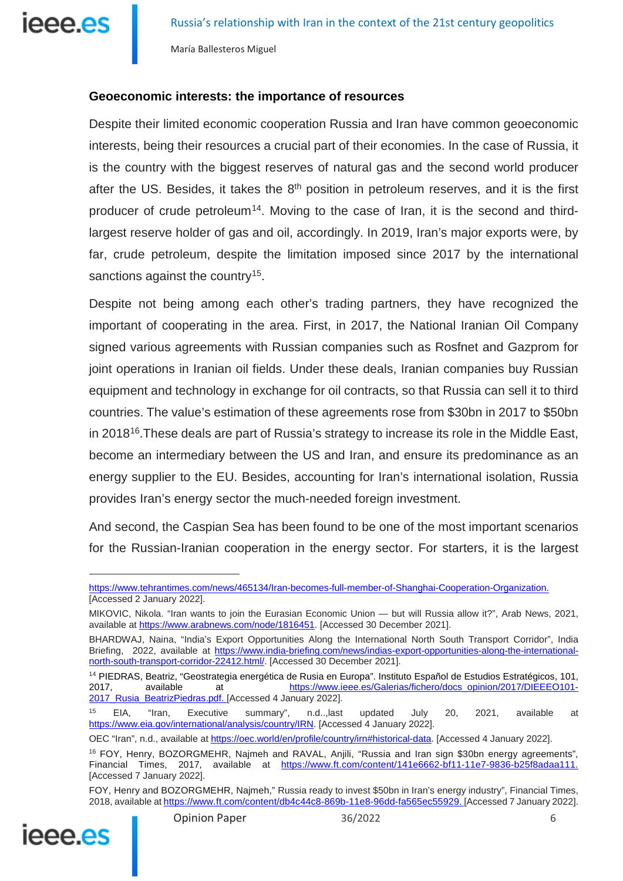## Geoeconomic interests: the importance of resources

Despite their limited economic cooperation Russia and Iran have common geoeconomic interests, being their resources a crucial part of their economies. In the case of Russia, it is the country with the biggest reserves of natural gas and the second world producer after the US. Besides, it takes the 8th position in petroleum reserves, and it is the first producer of crude petroleum[14]. Moving to the case of Iran, it is the second and third-largest reserve holder of gas and oil, accordingly. In 2019, Iran's major exports were, by far, crude petroleum, despite the limitation imposed since 2017 by the international sanctions against the country[15].

Despite not being among each other's trading partners, they have recognized the important of cooperating in the area. First, in 2017, the National Iranian Oil Company signed various agreements with Russian companies such as Rosfnet and Gazprom for joint operations in Iranian oil fields. Under these deals, Iranian companies buy Russian equipment and technology in exchange for oil contracts, so that Russia can sell it to third countries. The value's estimation of these agreements rose from $30bn in 2017 to $50bn in 2018[16].These deals are part of Russia's strategy to increase its role in the Middle East, become an intermediary between the US and Iran, and ensure its predominance as an energy supplier to the EU. Besides, accounting for Iran's international isolation, Russia provides Iran's energy sector the much-needed foreign investment.

And second, the Caspian Sea has been found to be one of the most important scenarios for the Russian-Iranian cooperation in the energy sector. For starters, it is the largest

---

https://www.tehrantimes.com/news/465134/Iran-becomes-full-member-of-Shanghai-Cooperation-Organization. [Accessed 2 January 2022].

MIKOVIC, Nikola. "Iran wants to join the Eurasian Economic Union — but will Russia allow it?", Arab News, 2021, available at https://www.arabnews.com/node/1816451. [Accessed 30 December 2021].

BHARDWAJ, Naina, "India's Export Opportunities Along the International North South Transport Corridor", India Briefing, 2022, available at https://www.india-briefing.com/news/indias-export-opportunities-along-the-international-north-south-transport-corridor-22412.html/. [Accessed 30 December 2021].

[14] PIEDRAS, Beatriz, "Geostrategia energética de Rusia en Europa". Instituto Español de Estudios Estratégicos, 101, 2017, available at https://www.ieee.es/Galerias/fichero/docs_opinion/2017/DIEEEO101-2017_Rusia_BeatrizPiedras.pdf. [Accessed 4 January 2022].

[15] EIA, "Iran, Executive summary", n.d..,last updated July 20, 2021, available at https://www.eia.gov/international/analysis/country/IRN. [Accessed 4 January 2022].

OEC "Iran", n.d., available at https://oec.world/en/profile/country/irn#historical-data. [Accessed 4 January 2022].

[16] FOY, Henry, BOZORGMEHR, Najmeh and RAVAL, Anjili, "Russia and Iran sign $30bn energy agreements", Financial Times, 2017, available at https://www.ft.com/content/141e6662-bf11-11e7-9836-b25f8adaa111. [Accessed 7 January 2022].

FOY, Henry and BOZORGMEHR, Najmeh," Russia ready to invest $50bn in Iran's energy industry", Financial Times, 2018, available at https://www.ft.com/content/db4c44c8-869b-11e8-96dd-fa565ec55929. [Accessed 7 January 2022].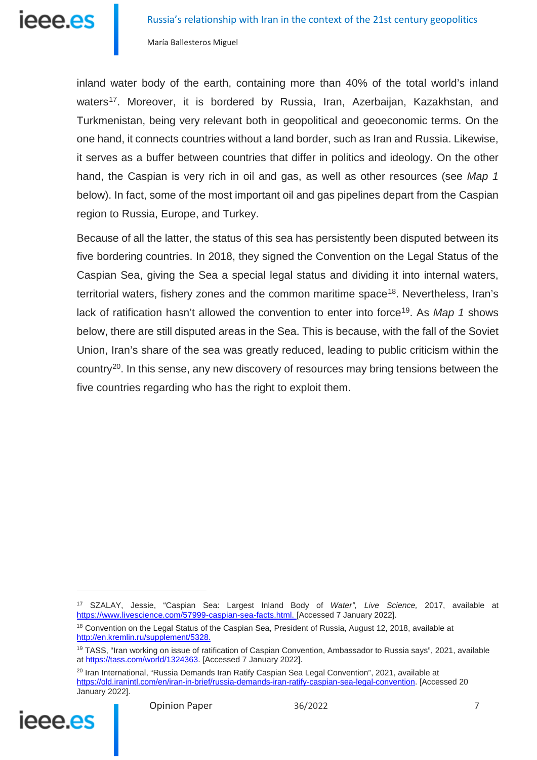inland water body of the earth, containing more than 40% of the total world's inland waters[17]. Moreover, it is bordered by Russia, Iran, Azerbaijan, Kazakhstan, and Turkmenistan, being very relevant both in geopolitical and geoeconomic terms. On the one hand, it connects countries without a land border, such as Iran and Russia. Likewise, it serves as a buffer between countries that differ in politics and ideology. On the other hand, the Caspian is very rich in oil and gas, as well as other resources (see *Map 1* below). In fact, some of the most important oil and gas pipelines depart from the Caspian region to Russia, Europe, and Turkey.

Because of all the latter, the status of this sea has persistently been disputed between its five bordering countries. In 2018, they signed the Convention on the Legal Status of the Caspian Sea, giving the Sea a special legal status and dividing it into internal waters, territorial waters, fishery zones and the common maritime space[18]. Nevertheless, Iran's lack of ratification hasn't allowed the convention to enter into force[19]. As *Map 1* shows below, there are still disputed areas in the Sea. This is because, with the fall of the Soviet Union, Iran's share of the sea was greatly reduced, leading to public criticism within the country[20]. In this sense, any new discovery of resources may bring tensions between the five countries regarding who has the right to exploit them.

---

[17] SZALAY, Jessie, "Caspian Sea: Largest Inland Body of *Water", Live Science,* 2017, available at https://www.livescience.com/57999-caspian-sea-facts.html. [Accessed 7 January 2022].

[18] Convention on the Legal Status of the Caspian Sea, President of Russia, August 12, 2018, available at http://en.kremlin.ru/supplement/5328.

[19] TASS, "Iran working on issue of ratification of Caspian Convention, Ambassador to Russia says", 2021, available at https://tass.com/world/1324363. [Accessed 7 January 2022].

[20] Iran International, "Russia Demands Iran Ratify Caspian Sea Legal Convention", 2021, available at https://old.iranintl.com/en/iran-in-brief/russia-demands-iran-ratify-caspian-sea-legal-convention. [Accessed 20 January 2022].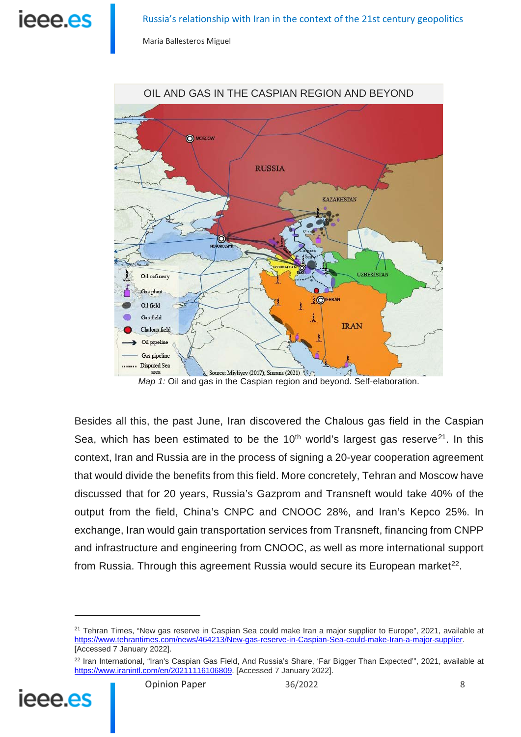OIL AND GAS IN THE CASPIAN REGION AND BEYOND

*Map 1:* Oil and gas in the Caspian region and beyond. Self-elaboration.

Besides all this, the past June, Iran discovered the Chalous gas field in the Caspian Sea, which has been estimated to be the 10th world's largest gas reserve[21]. In this context, Iran and Russia are in the process of signing a 20-year cooperation agreement that would divide the benefits from this field. More concretely, Tehran and Moscow have discussed that for 20 years, Russia's Gazprom and Transneft would take 40% of the output from the field, China's CNPC and CNOOC 28%, and Iran's Kepco 25%. In exchange, Iran would gain transportation services from Transneft, financing from CNPP and infrastructure and engineering from CNOOC, as well as more international support from Russia. Through this agreement Russia would secure its European market[22].

---

[21] Tehran Times, "New gas reserve in Caspian Sea could make Iran a major supplier to Europe", 2021, available at https://www.tehrantimes.com/news/464213/New-gas-reserve-in-Caspian-Sea-could-make-Iran-a-major-supplier. [Accessed 7 January 2022].

[22] Iran International, "Iran's Caspian Gas Field, And Russia's Share, 'Far Bigger Than Expected'", 2021, available at https://www.iranintl.com/en/20211116106809. [Accessed 7 January 2022].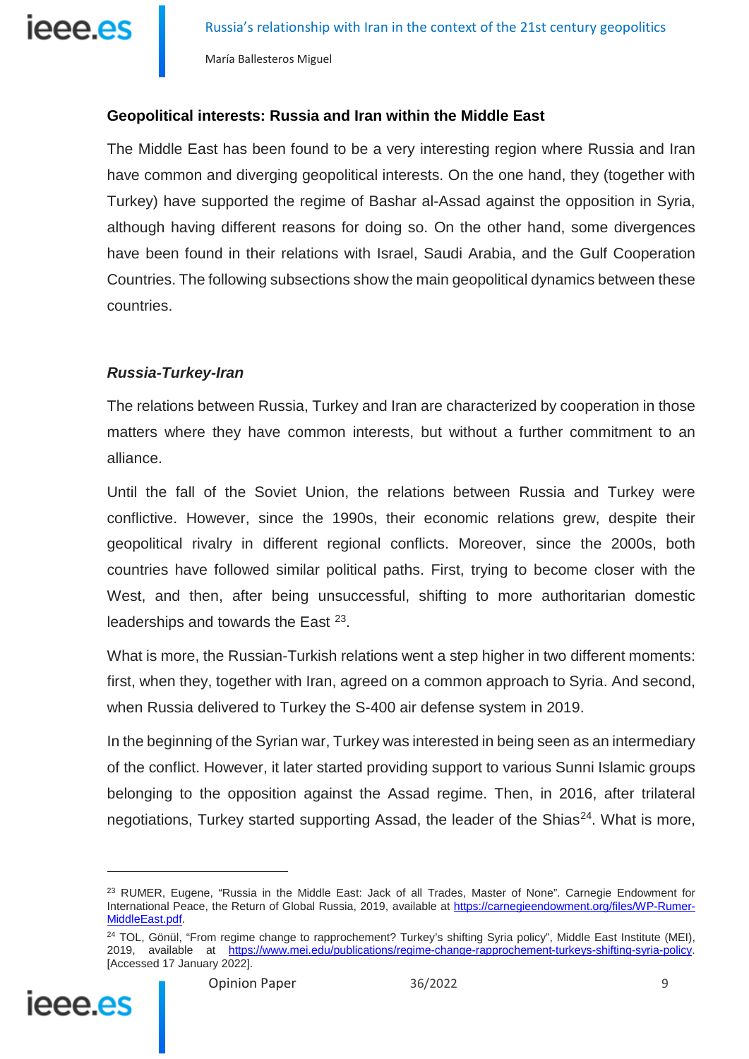## Geopolitical interests: Russia and Iran within the Middle East

The Middle East has been found to be a very interesting region where Russia and Iran have common and diverging geopolitical interests. On the one hand, they (together with Turkey) have supported the regime of Bashar al-Assad against the opposition in Syria, although having different reasons for doing so. On the other hand, some divergences have been found in their relations with Israel, Saudi Arabia, and the Gulf Cooperation Countries. The following subsections show the main geopolitical dynamics between these countries.

### *Russia-Turkey-Iran*

The relations between Russia, Turkey and Iran are characterized by cooperation in those matters where they have common interests, but without a further commitment to an alliance.

Until the fall of the Soviet Union, the relations between Russia and Turkey were conflictive. However, since the 1990s, their economic relations grew, despite their geopolitical rivalry in different regional conflicts. Moreover, since the 2000s, both countries have followed similar political paths. First, trying to become closer with the West, and then, after being unsuccessful, shifting to more authoritarian domestic leaderships and towards the East [23].

What is more, the Russian-Turkish relations went a step higher in two different moments: first, when they, together with Iran, agreed on a common approach to Syria. And second, when Russia delivered to Turkey the S-400 air defense system in 2019.

In the beginning of the Syrian war, Turkey was interested in being seen as an intermediary of the conflict. However, it later started providing support to various Sunni Islamic groups belonging to the opposition against the Assad regime. Then, in 2016, after trilateral negotiations, Turkey started supporting Assad, the leader of the Shias[24]. What is more,

---

[23] RUMER, Eugene, "Russia in the Middle East: Jack of all Trades, Master of None". Carnegie Endowment for International Peace, the Return of Global Russia, 2019, available at https://carnegieendowment.org/files/WP-Rumer-MiddleEast.pdf.

[24] TOL, Gönül, "From regime change to rapprochement? Turkey's shifting Syria policy", Middle East Institute (MEI), 2019, available at https://www.mei.edu/publications/regime-change-rapprochement-turkeys-shifting-syria-policy. [Accessed 17 January 2022].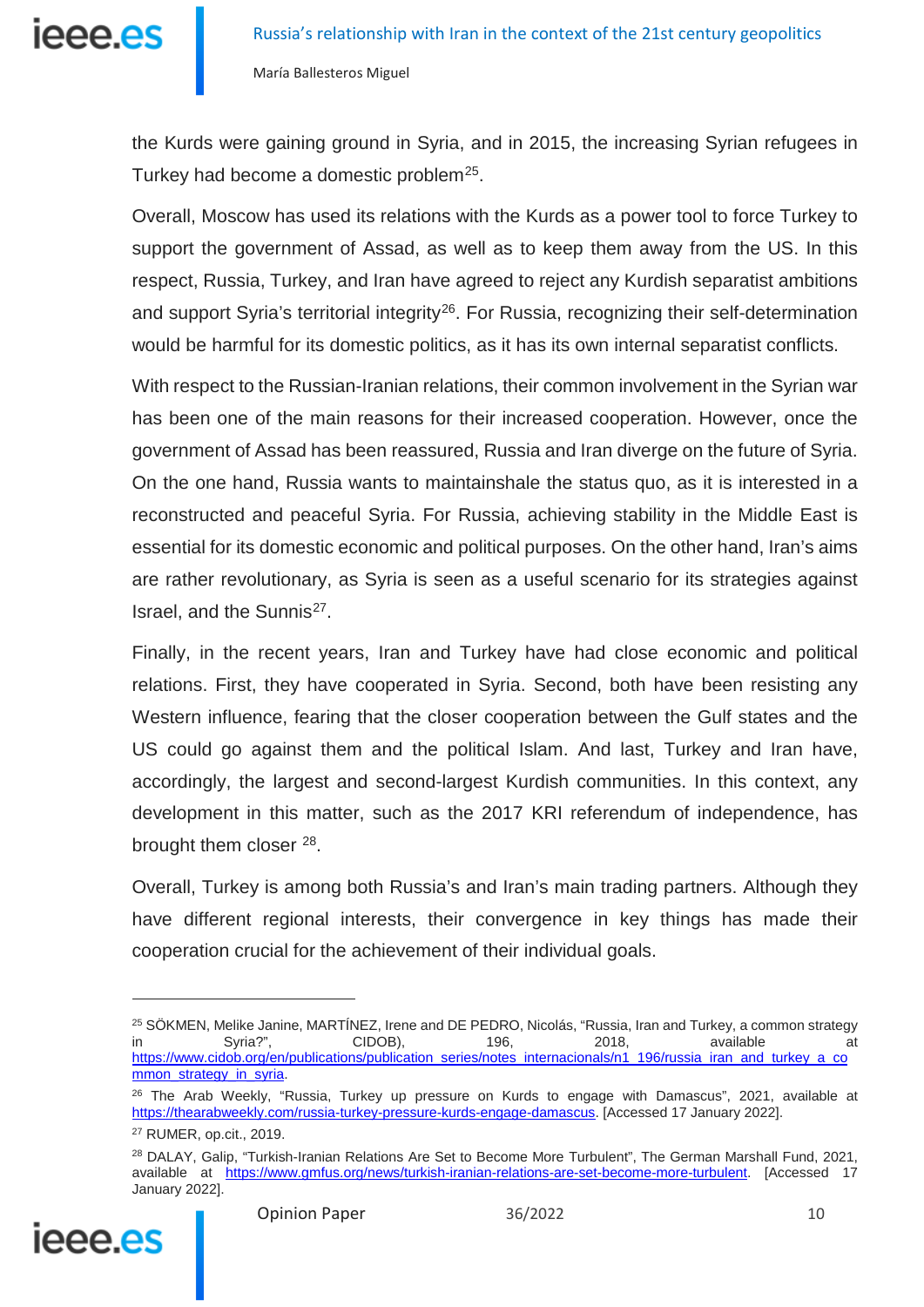the Kurds were gaining ground in Syria, and in 2015, the increasing Syrian refugees in Turkey had become a domestic problem[25].

Overall, Moscow has used its relations with the Kurds as a power tool to force Turkey to support the government of Assad, as well as to keep them away from the US. In this respect, Russia, Turkey, and Iran have agreed to reject any Kurdish separatist ambitions and support Syria's territorial integrity[26]. For Russia, recognizing their self-determination would be harmful for its domestic politics, as it has its own internal separatist conflicts.

With respect to the Russian-Iranian relations, their common involvement in the Syrian war has been one of the main reasons for their increased cooperation. However, once the government of Assad has been reassured, Russia and Iran diverge on the future of Syria. On the one hand, Russia wants to maintainshale the status quo, as it is interested in a reconstructed and peaceful Syria. For Russia, achieving stability in the Middle East is essential for its domestic economic and political purposes. On the other hand, Iran's aims are rather revolutionary, as Syria is seen as a useful scenario for its strategies against Israel, and the Sunnis[27].

Finally, in the recent years, Iran and Turkey have had close economic and political relations. First, they have cooperated in Syria. Second, both have been resisting any Western influence, fearing that the closer cooperation between the Gulf states and the US could go against them and the political Islam. And last, Turkey and Iran have, accordingly, the largest and second-largest Kurdish communities. In this context, any development in this matter, such as the 2017 KRI referendum of independence, has brought them closer [28].

Overall, Turkey is among both Russia's and Iran's main trading partners. Although they have different regional interests, their convergence in key things has made their cooperation crucial for the achievement of their individual goals.

---

[25] SÖKMEN, Melike Janine, MARTÍNEZ, Irene and DE PEDRO, Nicolás, "Russia, Iran and Turkey, a common strategy in Syria?", CIDOB), 196, 2018, available at https://www.cidob.org/en/publications/publication_series/notes_internacionals/n1_196/russia_iran_and_turkey_a_common_strategy_in_syria.

[26] The Arab Weekly, "Russia, Turkey up pressure on Kurds to engage with Damascus", 2021, available at https://thearabweekly.com/russia-turkey-pressure-kurds-engage-damascus. [Accessed 17 January 2022].

[27] RUMER, op.cit., 2019.

[28] DALAY, Galip, "Turkish-Iranian Relations Are Set to Become More Turbulent", The German Marshall Fund, 2021, available at https://www.gmfus.org/news/turkish-iranian-relations-are-set-become-more-turbulent. [Accessed 17 January 2022].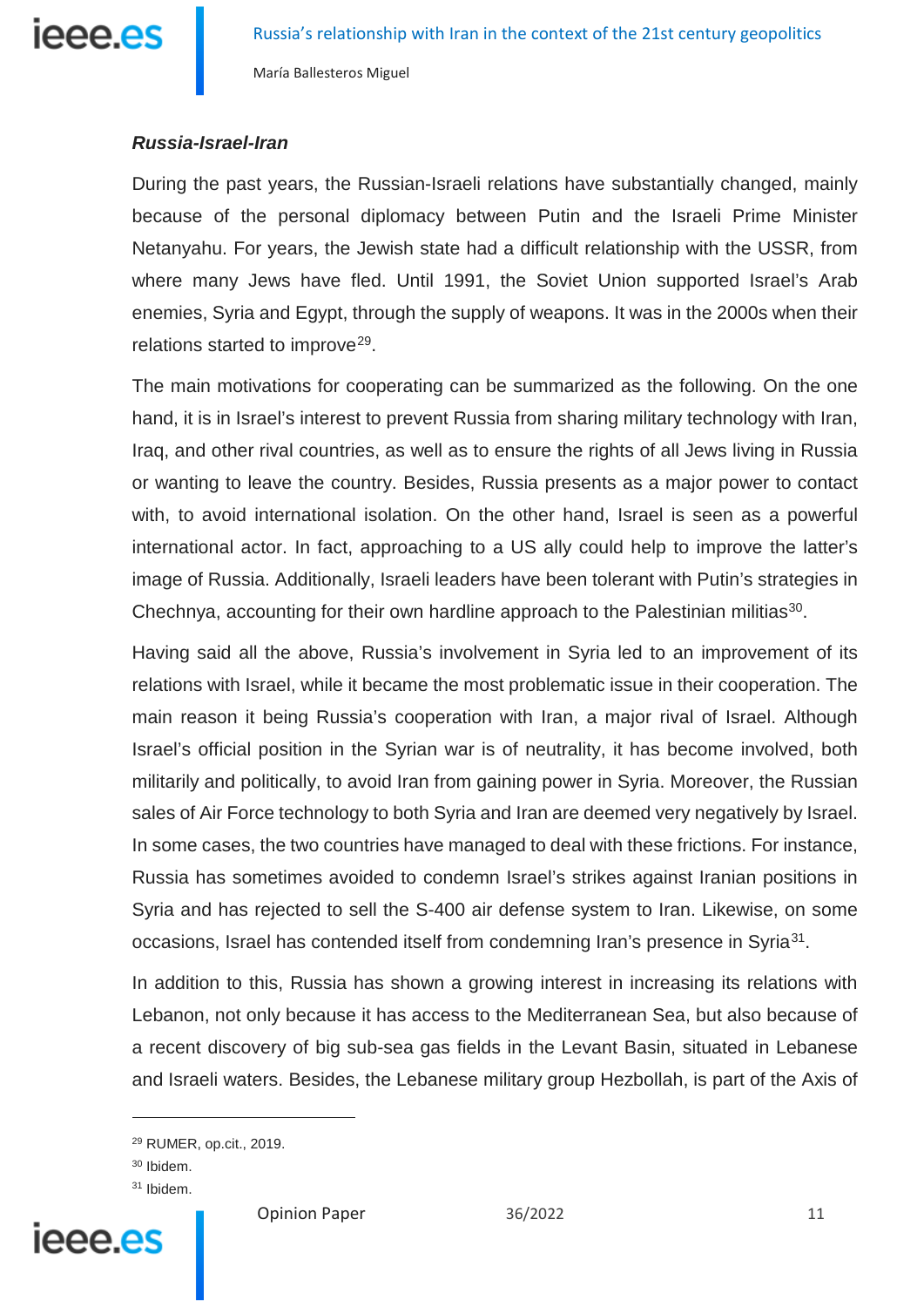***Russia-Israel-Iran***

During the past years, the Russian-Israeli relations have substantially changed, mainly because of the personal diplomacy between Putin and the Israeli Prime Minister Netanyahu. For years, the Jewish state had a difficult relationship with the USSR, from where many Jews have fled. Until 1991, the Soviet Union supported Israel's Arab enemies, Syria and Egypt, through the supply of weapons. It was in the 2000s when their relations started to improve[29].

The main motivations for cooperating can be summarized as the following. On the one hand, it is in Israel's interest to prevent Russia from sharing military technology with Iran, Iraq, and other rival countries, as well as to ensure the rights of all Jews living in Russia or wanting to leave the country. Besides, Russia presents as a major power to contact with, to avoid international isolation. On the other hand, Israel is seen as a powerful international actor. In fact, approaching to a US ally could help to improve the latter's image of Russia. Additionally, Israeli leaders have been tolerant with Putin's strategies in Chechnya, accounting for their own hardline approach to the Palestinian militias[30].

Having said all the above, Russia's involvement in Syria led to an improvement of its relations with Israel, while it became the most problematic issue in their cooperation. The main reason it being Russia's cooperation with Iran, a major rival of Israel. Although Israel's official position in the Syrian war is of neutrality, it has become involved, both militarily and politically, to avoid Iran from gaining power in Syria. Moreover, the Russian sales of Air Force technology to both Syria and Iran are deemed very negatively by Israel. In some cases, the two countries have managed to deal with these frictions. For instance, Russia has sometimes avoided to condemn Israel's strikes against Iranian positions in Syria and has rejected to sell the S-400 air defense system to Iran. Likewise, on some occasions, Israel has contended itself from condemning Iran's presence in Syria[31].

In addition to this, Russia has shown a growing interest in increasing its relations with Lebanon, not only because it has access to the Mediterranean Sea, but also because of a recent discovery of big sub-sea gas fields in the Levant Basin, situated in Lebanese and Israeli waters. Besides, the Lebanese military group Hezbollah, is part of the Axis of

---

[29] RUMER, op.cit., 2019.

[30] Ibidem.

[31] Ibidem.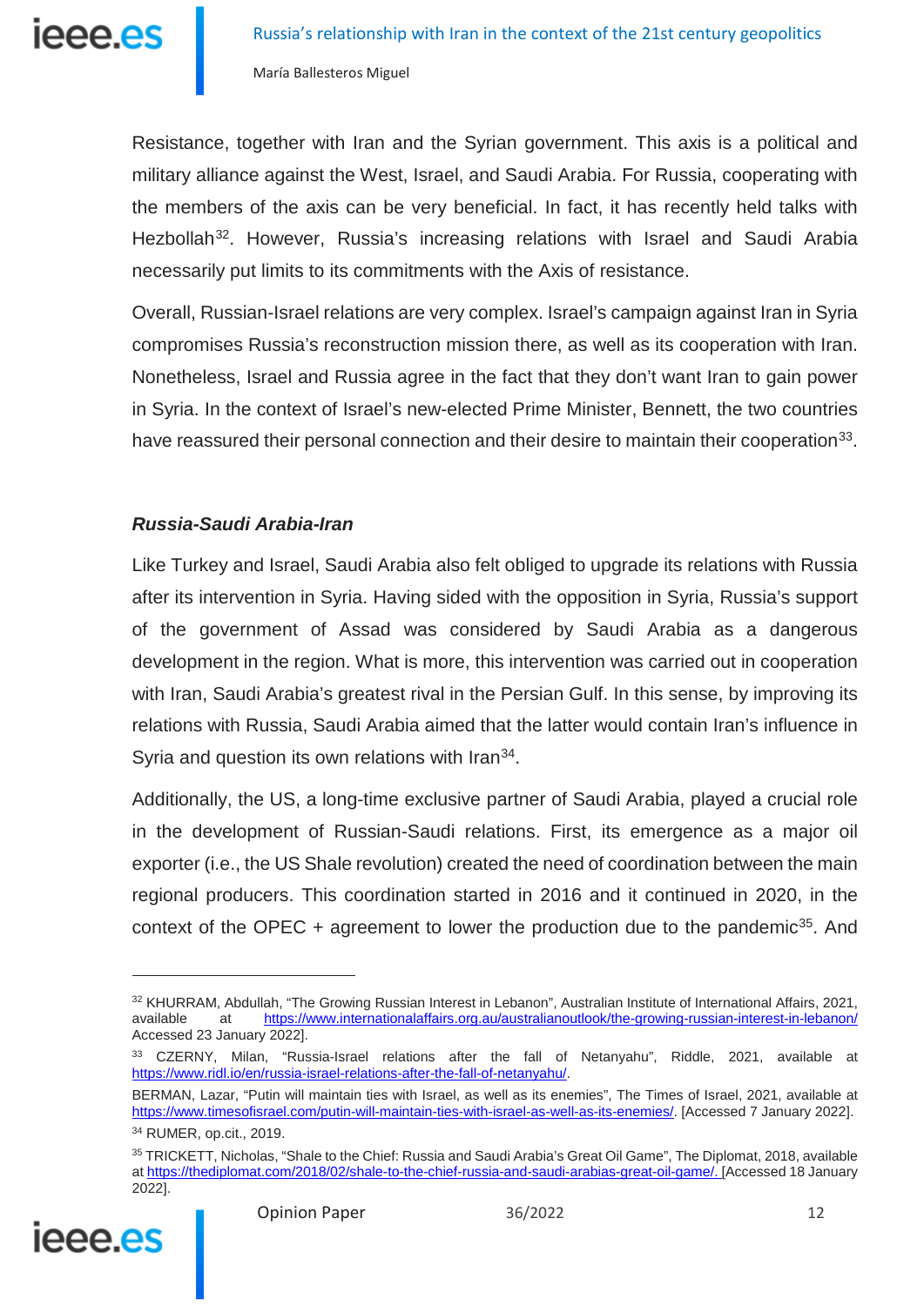Resistance, together with Iran and the Syrian government. This axis is a political and military alliance against the West, Israel, and Saudi Arabia. For Russia, cooperating with the members of the axis can be very beneficial. In fact, it has recently held talks with Hezbollah[32]. However, Russia's increasing relations with Israel and Saudi Arabia necessarily put limits to its commitments with the Axis of resistance.

Overall, Russian-Israel relations are very complex. Israel's campaign against Iran in Syria compromises Russia's reconstruction mission there, as well as its cooperation with Iran. Nonetheless, Israel and Russia agree in the fact that they don't want Iran to gain power in Syria. In the context of Israel's new-elected Prime Minister, Bennett, the two countries have reassured their personal connection and their desire to maintain their cooperation[33].

### *Russia-Saudi Arabia-Iran*

Like Turkey and Israel, Saudi Arabia also felt obliged to upgrade its relations with Russia after its intervention in Syria. Having sided with the opposition in Syria, Russia's support of the government of Assad was considered by Saudi Arabia as a dangerous development in the region. What is more, this intervention was carried out in cooperation with Iran, Saudi Arabia's greatest rival in the Persian Gulf. In this sense, by improving its relations with Russia, Saudi Arabia aimed that the latter would contain Iran's influence in Syria and question its own relations with Iran[34].

Additionally, the US, a long-time exclusive partner of Saudi Arabia, played a crucial role in the development of Russian-Saudi relations. First, its emergence as a major oil exporter (i.e., the US Shale revolution) created the need of coordination between the main regional producers. This coordination started in 2016 and it continued in 2020, in the context of the OPEC + agreement to lower the production due to the pandemic[35]. And

---

[32] KHURRAM, Abdullah, "The Growing Russian Interest in Lebanon", Australian Institute of International Affairs, 2021, available at https://www.internationalaffairs.org.au/australianoutlook/the-growing-russian-interest-in-lebanon/ Accessed 23 January 2022].

[33] CZERNY, Milan, "Russia-Israel relations after the fall of Netanyahu", Riddle, 2021, available at https://www.ridl.io/en/russia-israel-relations-after-the-fall-of-netanyahu/.

BERMAN, Lazar, "Putin will maintain ties with Israel, as well as its enemies", The Times of Israel, 2021, available at https://www.timesofisrael.com/putin-will-maintain-ties-with-israel-as-well-as-its-enemies/. [Accessed 7 January 2022].

[34] RUMER, op.cit., 2019.

[35] TRICKETT, Nicholas, "Shale to the Chief: Russia and Saudi Arabia's Great Oil Game", The Diplomat, 2018, available at https://thediplomat.com/2018/02/shale-to-the-chief-russia-and-saudi-arabias-great-oil-game/. [Accessed 18 January 2022].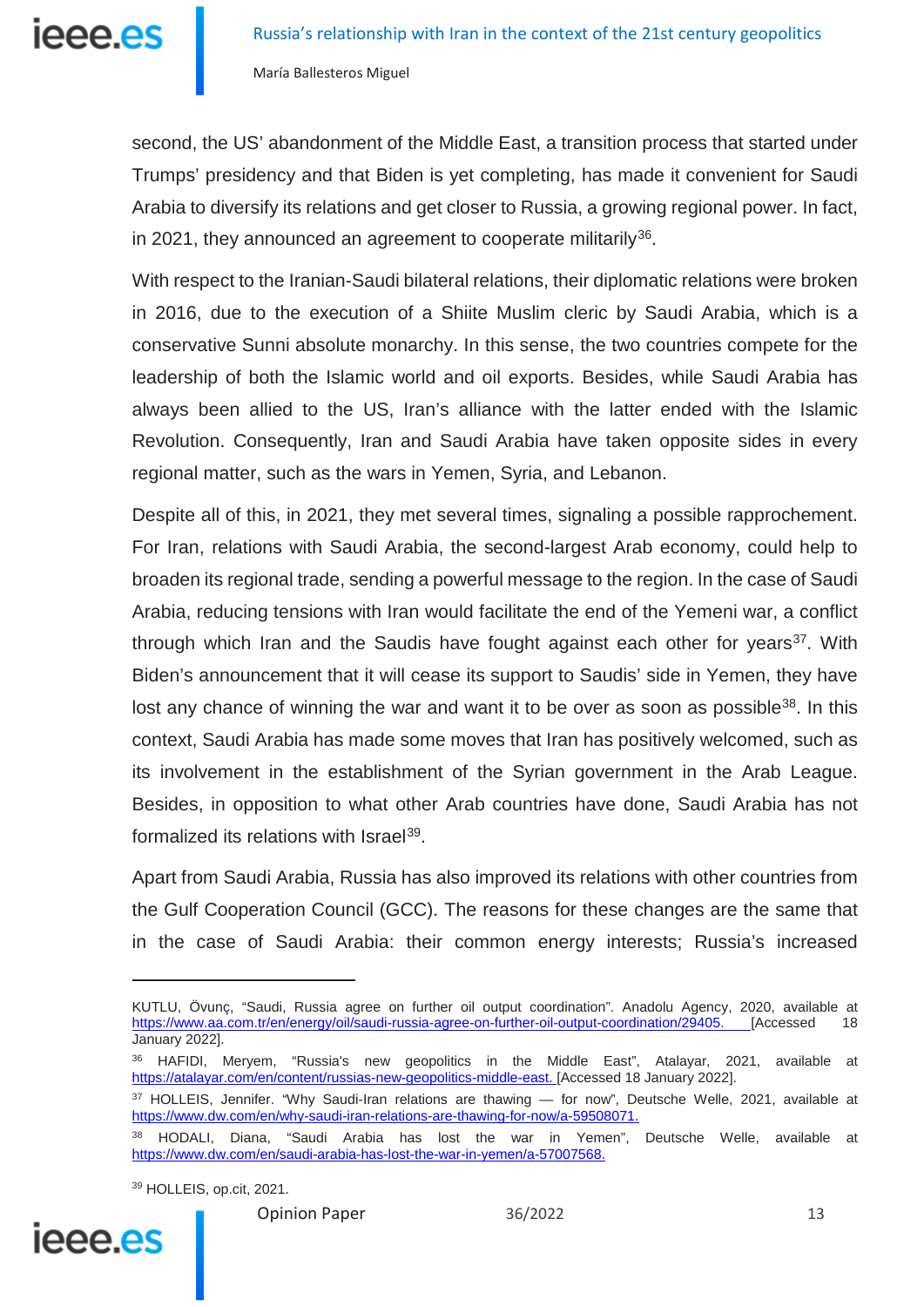second, the US' abandonment of the Middle East, a transition process that started under Trumps' presidency and that Biden is yet completing, has made it convenient for Saudi Arabia to diversify its relations and get closer to Russia, a growing regional power. In fact, in 2021, they announced an agreement to cooperate militarily[36].

With respect to the Iranian-Saudi bilateral relations, their diplomatic relations were broken in 2016, due to the execution of a Shiite Muslim cleric by Saudi Arabia, which is a conservative Sunni absolute monarchy. In this sense, the two countries compete for the leadership of both the Islamic world and oil exports. Besides, while Saudi Arabia has always been allied to the US, Iran's alliance with the latter ended with the Islamic Revolution. Consequently, Iran and Saudi Arabia have taken opposite sides in every regional matter, such as the wars in Yemen, Syria, and Lebanon.

Despite all of this, in 2021, they met several times, signaling a possible rapprochement. For Iran, relations with Saudi Arabia, the second-largest Arab economy, could help to broaden its regional trade, sending a powerful message to the region. In the case of Saudi Arabia, reducing tensions with Iran would facilitate the end of the Yemeni war, a conflict through which Iran and the Saudis have fought against each other for years[37]. With Biden's announcement that it will cease its support to Saudis' side in Yemen, they have lost any chance of winning the war and want it to be over as soon as possible[38]. In this context, Saudi Arabia has made some moves that Iran has positively welcomed, such as its involvement in the establishment of the Syrian government in the Arab League. Besides, in opposition to what other Arab countries have done, Saudi Arabia has not formalized its relations with Israel[39].

Apart from Saudi Arabia, Russia has also improved its relations with other countries from the Gulf Cooperation Council (GCC). The reasons for these changes are the same that in the case of Saudi Arabia: their common energy interests; Russia's increased

---

KUTLU, Övunç, "Saudi, Russia agree on further oil output coordination". Anadolu Agency, 2020, available at https://www.aa.com.tr/en/energy/oil/saudi-russia-agree-on-further-oil-output-coordination/29405. [Accessed 18 January 2022].

[36] HAFIDI, Meryem, "Russia's new geopolitics in the Middle East", Atalayar, 2021, available at https://atalayar.com/en/content/russias-new-geopolitics-middle-east. [Accessed 18 January 2022].

[37] HOLLEIS, Jennifer. "Why Saudi-Iran relations are thawing — for now", Deutsche Welle, 2021, available at https://www.dw.com/en/why-saudi-iran-relations-are-thawing-for-now/a-59508071.

[38] HODALI, Diana, "Saudi Arabia has lost the war in Yemen", Deutsche Welle, available at https://www.dw.com/en/saudi-arabia-has-lost-the-war-in-yemen/a-57007568.

[39] HOLLEIS, op.cit, 2021.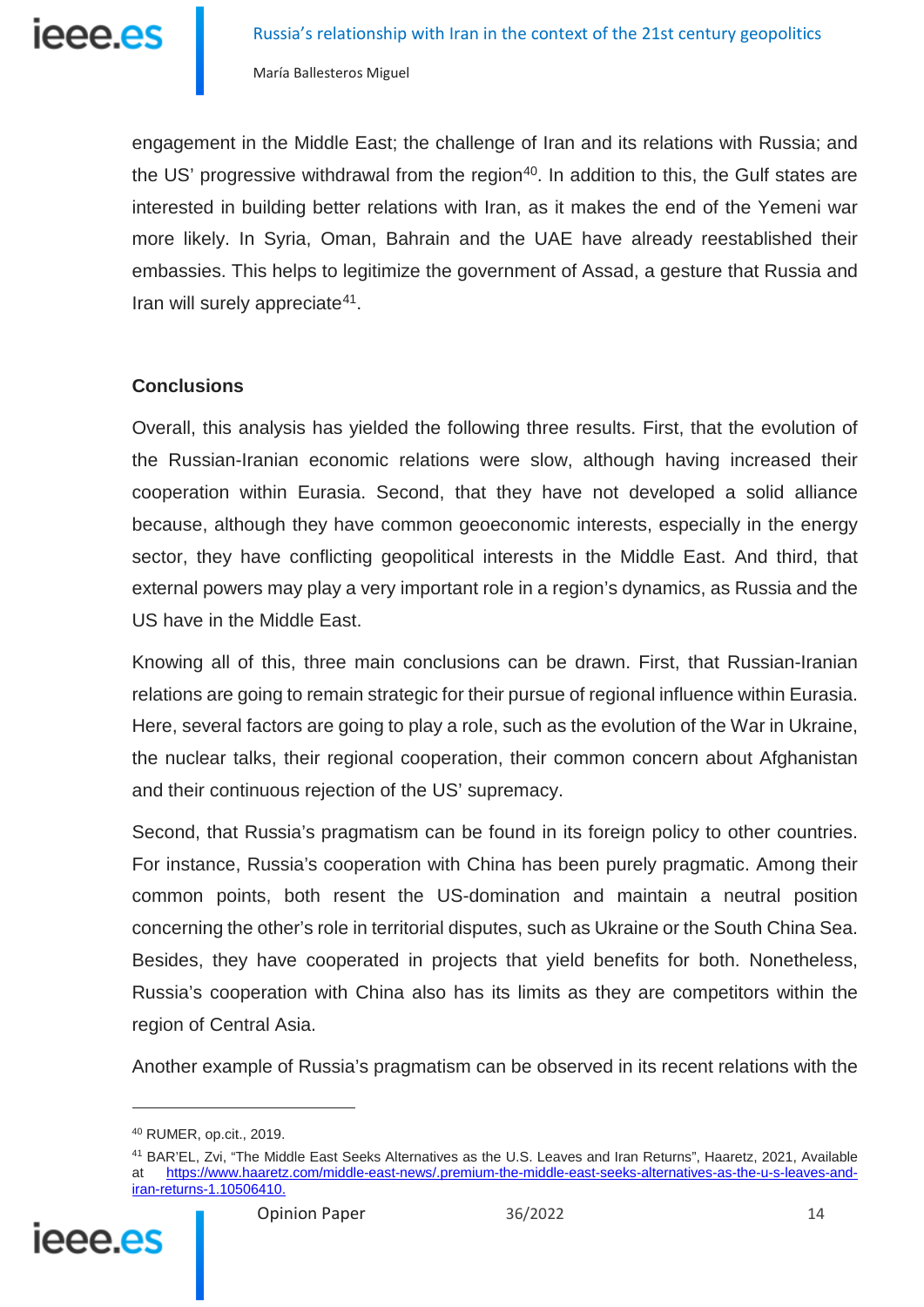engagement in the Middle East; the challenge of Iran and its relations with Russia; and the US' progressive withdrawal from the region[40]. In addition to this, the Gulf states are interested in building better relations with Iran, as it makes the end of the Yemeni war more likely. In Syria, Oman, Bahrain and the UAE have already reestablished their embassies. This helps to legitimize the government of Assad, a gesture that Russia and Iran will surely appreciate[41].

## Conclusions

Overall, this analysis has yielded the following three results. First, that the evolution of the Russian-Iranian economic relations were slow, although having increased their cooperation within Eurasia. Second, that they have not developed a solid alliance because, although they have common geoeconomic interests, especially in the energy sector, they have conflicting geopolitical interests in the Middle East. And third, that external powers may play a very important role in a region's dynamics, as Russia and the US have in the Middle East.

Knowing all of this, three main conclusions can be drawn. First, that Russian-Iranian relations are going to remain strategic for their pursue of regional influence within Eurasia. Here, several factors are going to play a role, such as the evolution of the War in Ukraine, the nuclear talks, their regional cooperation, their common concern about Afghanistan and their continuous rejection of the US' supremacy.

Second, that Russia's pragmatism can be found in its foreign policy to other countries. For instance, Russia's cooperation with China has been purely pragmatic. Among their common points, both resent the US-domination and maintain a neutral position concerning the other's role in territorial disputes, such as Ukraine or the South China Sea. Besides, they have cooperated in projects that yield benefits for both. Nonetheless, Russia's cooperation with China also has its limits as they are competitors within the region of Central Asia.

Another example of Russia's pragmatism can be observed in its recent relations with the

---

[40] RUMER, op.cit., 2019.

[41] BAR'EL, Zvi, "The Middle East Seeks Alternatives as the U.S. Leaves and Iran Returns", Haaretz, 2021, Available at https://www.haaretz.com/middle-east-news/.premium-the-middle-east-seeks-alternatives-as-the-u-s-leaves-and-iran-returns-1.10506410.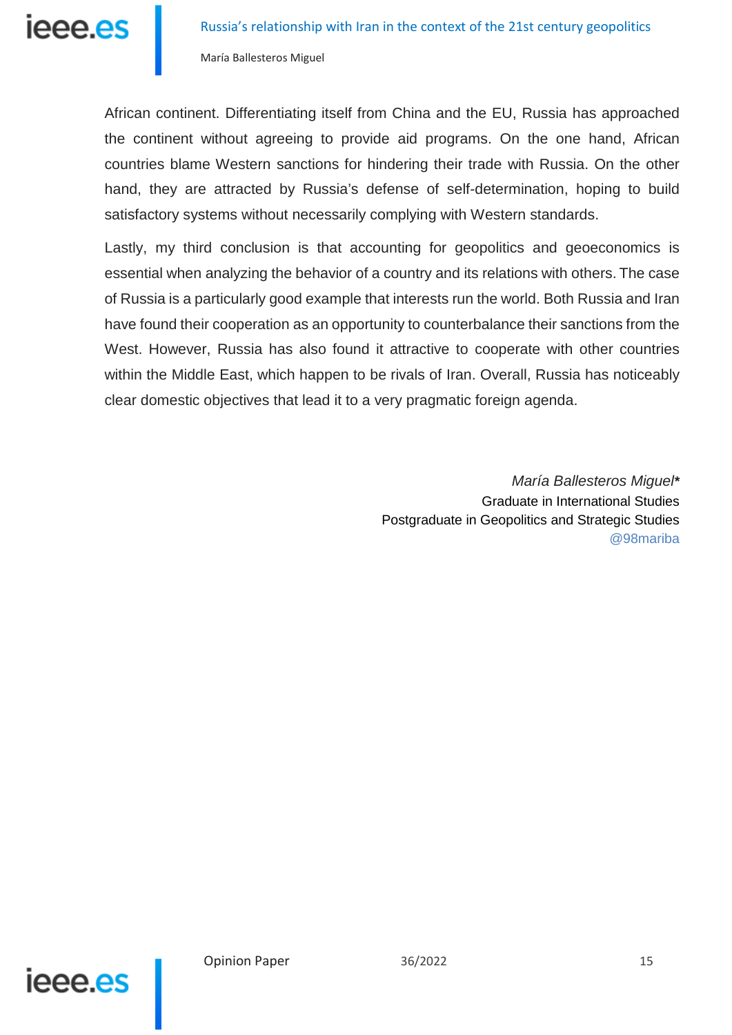African continent. Differentiating itself from China and the EU, Russia has approached the continent without agreeing to provide aid programs. On the one hand, African countries blame Western sanctions for hindering their trade with Russia. On the other hand, they are attracted by Russia's defense of self-determination, hoping to build satisfactory systems without necessarily complying with Western standards.

Lastly, my third conclusion is that accounting for geopolitics and geoeconomics is essential when analyzing the behavior of a country and its relations with others. The case of Russia is a particularly good example that interests run the world. Both Russia and Iran have found their cooperation as an opportunity to counterbalance their sanctions from the West. However, Russia has also found it attractive to cooperate with other countries within the Middle East, which happen to be rivals of Iran. Overall, Russia has noticeably clear domestic objectives that lead it to a very pragmatic foreign agenda.

*María Ballesteros Miguel***  
Graduate in International Studies  
Postgraduate in Geopolitics and Strategic Studies  
@98mariba